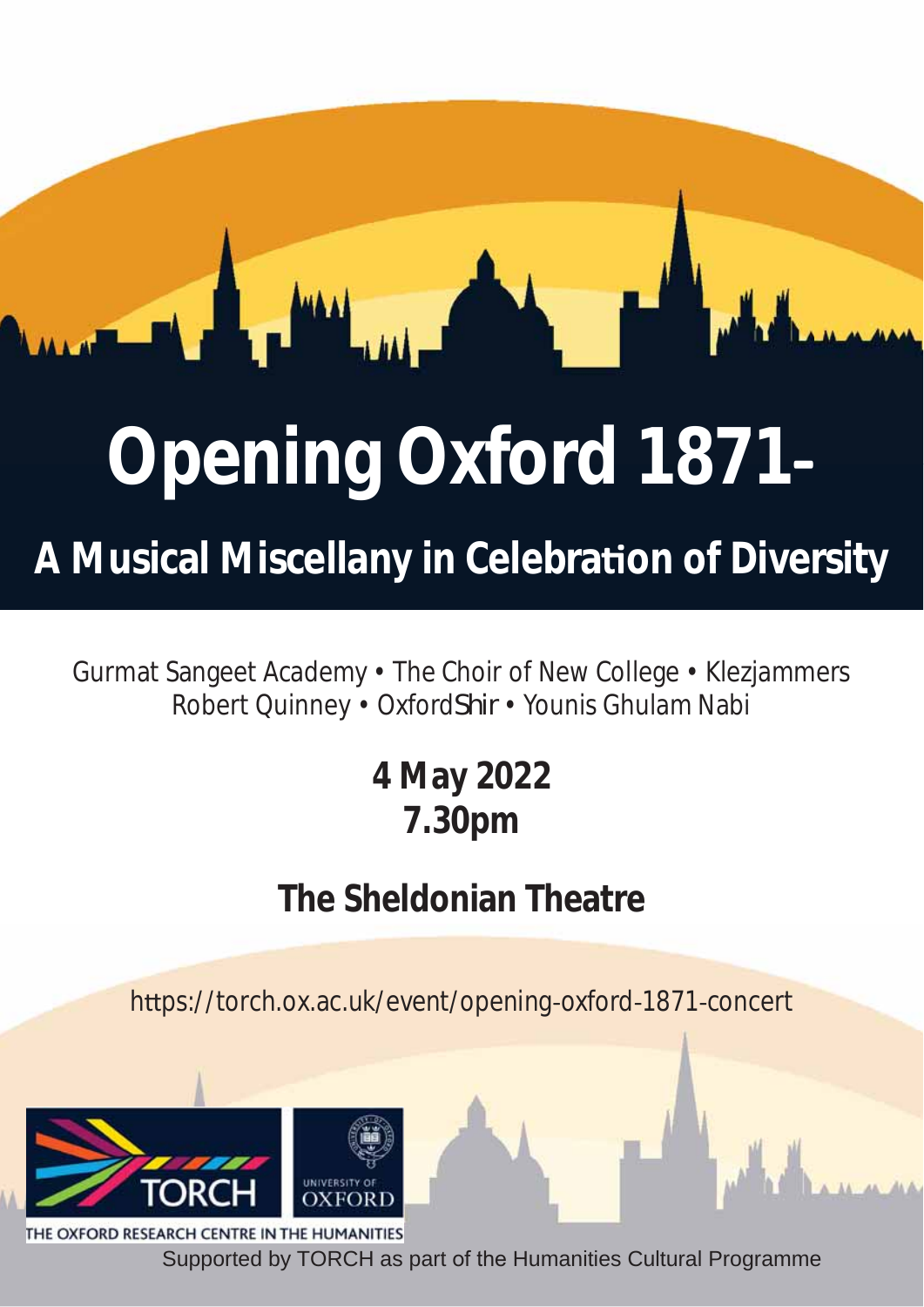# Opening Oxford 1871-

## A Musical Miscellany in Celebration of Diversity

Gurmat Sangeet Academy • The Choir of New College • Klezjammers
Robert Quinney • OxfordShir • Younis Ghulam Nabi

**4 May 2022**
**7.30pm**

## The Sheldonian Theatre

https://torch.ox.ac.uk/event/opening-oxford-1871-concert

TORCH

UNIVERSITY OF OXFORD

THE OXFORD RESEARCH CENTRE IN THE HUMANITIES

Supported by TORCH as part of the Humanities Cultural Programme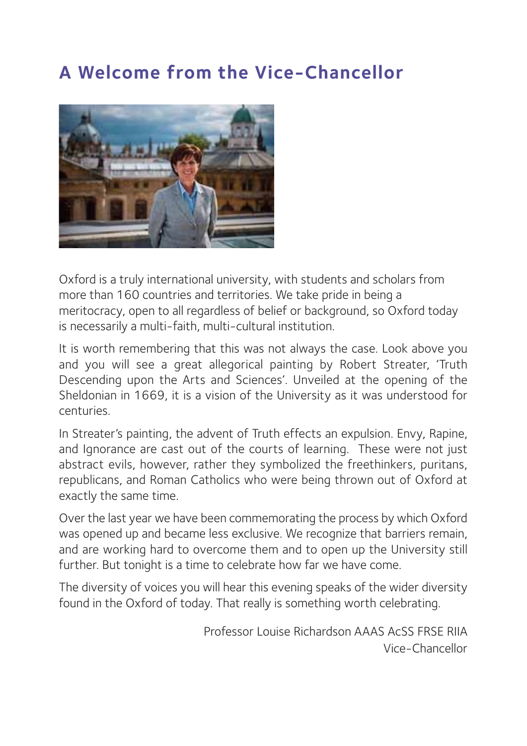# A Welcome from the Vice-Chancellor

Oxford is a truly international university, with students and scholars from more than 160 countries and territories. We take pride in being a meritocracy, open to all regardless of belief or background, so Oxford today is necessarily a multi-faith, multi-cultural institution.

It is worth remembering that this was not always the case. Look above you and you will see a great allegorical painting by Robert Streater, 'Truth Descending upon the Arts and Sciences'. Unveiled at the opening of the Sheldonian in 1669, it is a vision of the University as it was understood for centuries.

In Streater's painting, the advent of Truth effects an expulsion. Envy, Rapine, and Ignorance are cast out of the courts of learning. These were not just abstract evils, however, rather they symbolized the freethinkers, puritans, republicans, and Roman Catholics who were being thrown out of Oxford at exactly the same time.

Over the last year we have been commemorating the process by which Oxford was opened up and became less exclusive. We recognize that barriers remain, and are working hard to overcome them and to open up the University still further. But tonight is a time to celebrate how far we have come.

The diversity of voices you will hear this evening speaks of the wider diversity found in the Oxford of today. That really is something worth celebrating.

Professor Louise Richardson AAAS AcSS FRSE RIIA
Vice-Chancellor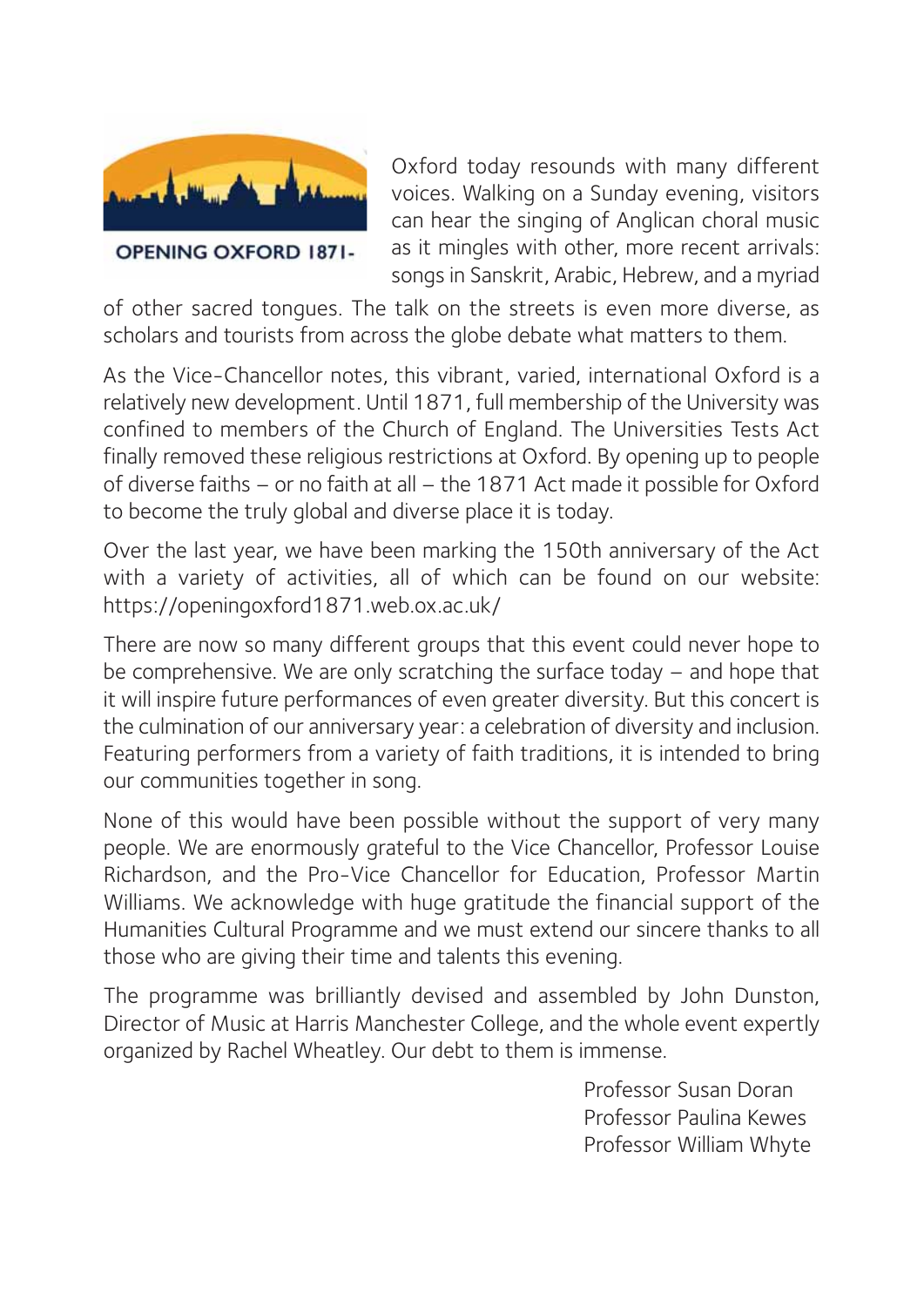OPENING OXFORD 1871-

Oxford today resounds with many different voices. Walking on a Sunday evening, visitors can hear the singing of Anglican choral music as it mingles with other, more recent arrivals: songs in Sanskrit, Arabic, Hebrew, and a myriad of other sacred tongues. The talk on the streets is even more diverse, as scholars and tourists from across the globe debate what matters to them.

As the Vice-Chancellor notes, this vibrant, varied, international Oxford is a relatively new development. Until 1871, full membership of the University was confined to members of the Church of England. The Universities Tests Act finally removed these religious restrictions at Oxford. By opening up to people of diverse faiths – or no faith at all – the 1871 Act made it possible for Oxford to become the truly global and diverse place it is today.

Over the last year, we have been marking the 150th anniversary of the Act with a variety of activities, all of which can be found on our website: https://openingoxford1871.web.ox.ac.uk/

There are now so many different groups that this event could never hope to be comprehensive. We are only scratching the surface today – and hope that it will inspire future performances of even greater diversity. But this concert is the culmination of our anniversary year: a celebration of diversity and inclusion. Featuring performers from a variety of faith traditions, it is intended to bring our communities together in song.

None of this would have been possible without the support of very many people. We are enormously grateful to the Vice Chancellor, Professor Louise Richardson, and the Pro-Vice Chancellor for Education, Professor Martin Williams. We acknowledge with huge gratitude the financial support of the Humanities Cultural Programme and we must extend our sincere thanks to all those who are giving their time and talents this evening.

The programme was brilliantly devised and assembled by John Dunston, Director of Music at Harris Manchester College, and the whole event expertly organized by Rachel Wheatley. Our debt to them is immense.

Professor Susan Doran
Professor Paulina Kewes
Professor William Whyte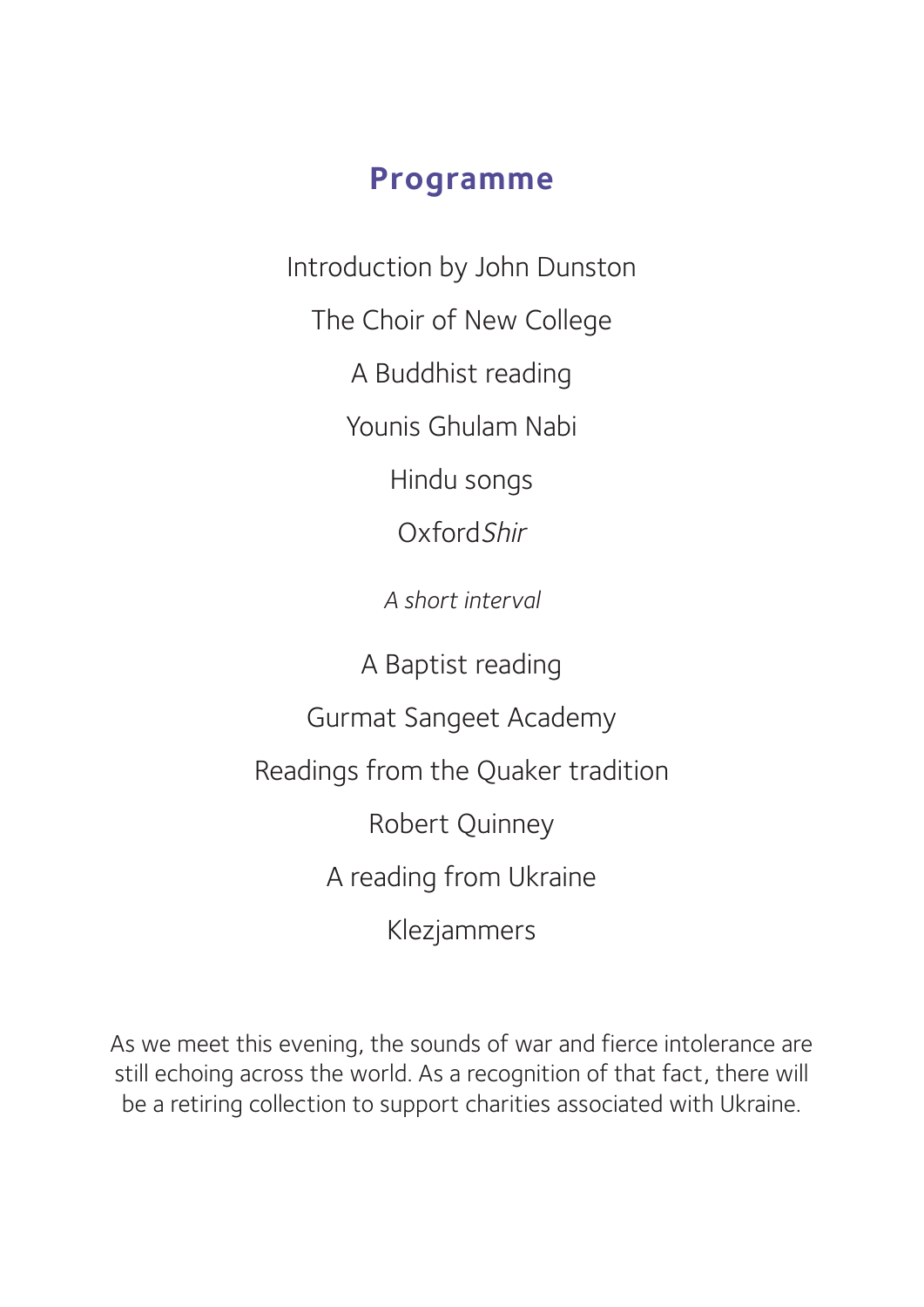## Programme

Introduction by John Dunston

The Choir of New College

A Buddhist reading

Younis Ghulam Nabi

Hindu songs

Oxford*Shir*

*A short interval*

A Baptist reading

Gurmat Sangeet Academy

Readings from the Quaker tradition

Robert Quinney

A reading from Ukraine

Klezjammers

As we meet this evening, the sounds of war and fierce intolerance are still echoing across the world. As a recognition of that fact, there will be a retiring collection to support charities associated with Ukraine.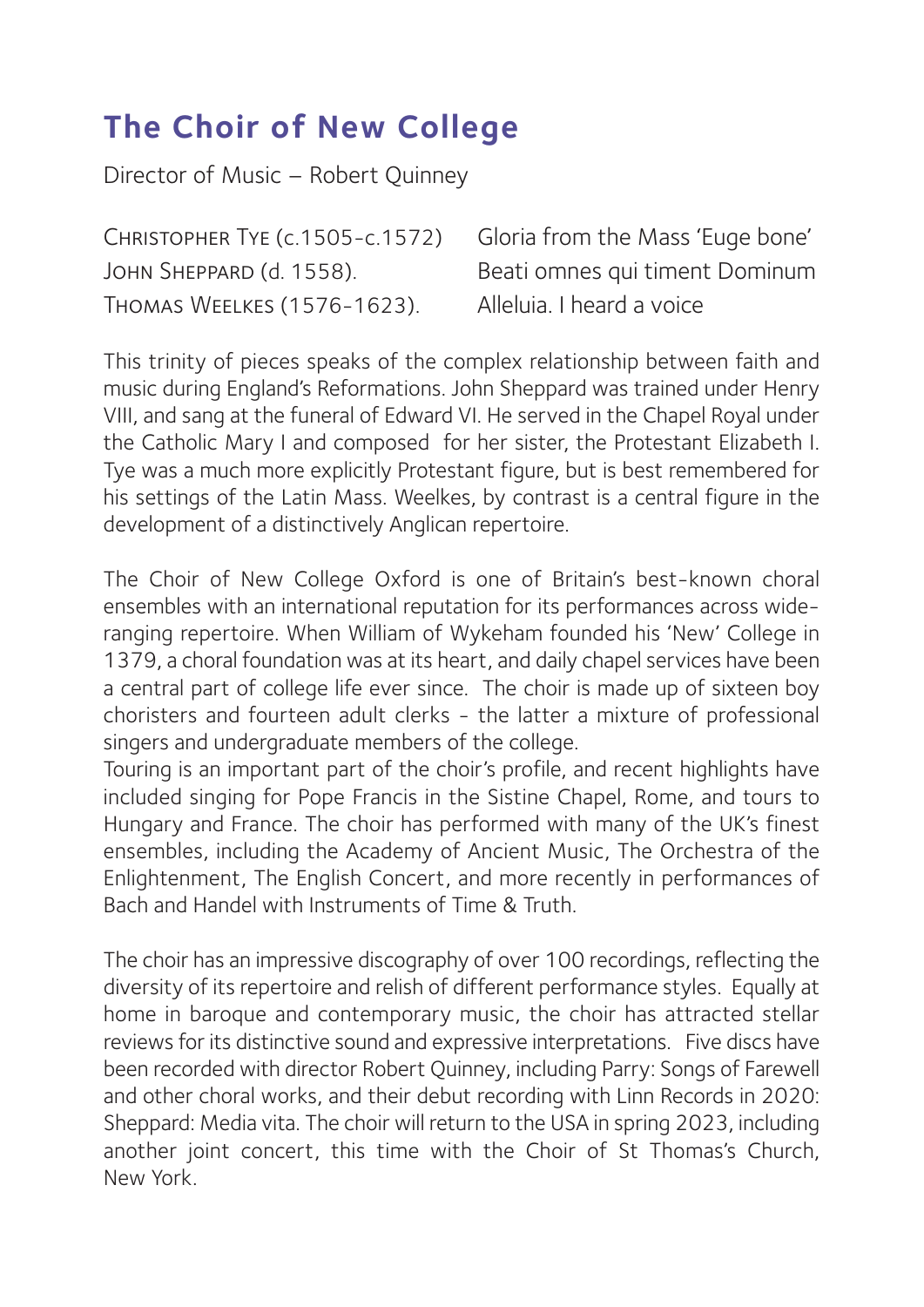## The Choir of New College

Director of Music – Robert Quinney

| | |
|---|---|
| Christopher Tye (c.1505-c.1572) | Gloria from the Mass 'Euge bone' |
| John Sheppard (d. 1558). | Beati omnes qui timent Dominum |
| Thomas Weelkes (1576-1623). | Alleluia. I heard a voice |

This trinity of pieces speaks of the complex relationship between faith and music during England's Reformations. John Sheppard was trained under Henry VIII, and sang at the funeral of Edward VI. He served in the Chapel Royal under the Catholic Mary I and composed for her sister, the Protestant Elizabeth I. Tye was a much more explicitly Protestant figure, but is best remembered for his settings of the Latin Mass. Weelkes, by contrast is a central figure in the development of a distinctively Anglican repertoire.

The Choir of New College Oxford is one of Britain's best-known choral ensembles with an international reputation for its performances across wide-ranging repertoire. When William of Wykeham founded his 'New' College in 1379, a choral foundation was at its heart, and daily chapel services have been a central part of college life ever since. The choir is made up of sixteen boy choristers and fourteen adult clerks - the latter a mixture of professional singers and undergraduate members of the college.

Touring is an important part of the choir's profile, and recent highlights have included singing for Pope Francis in the Sistine Chapel, Rome, and tours to Hungary and France. The choir has performed with many of the UK's finest ensembles, including the Academy of Ancient Music, The Orchestra of the Enlightenment, The English Concert, and more recently in performances of Bach and Handel with Instruments of Time & Truth.

The choir has an impressive discography of over 100 recordings, reflecting the diversity of its repertoire and relish of different performance styles. Equally at home in baroque and contemporary music, the choir has attracted stellar reviews for its distinctive sound and expressive interpretations. Five discs have been recorded with director Robert Quinney, including Parry: Songs of Farewell and other choral works, and their debut recording with Linn Records in 2020: Sheppard: Media vita. The choir will return to the USA in spring 2023, including another joint concert, this time with the Choir of St Thomas's Church, New York.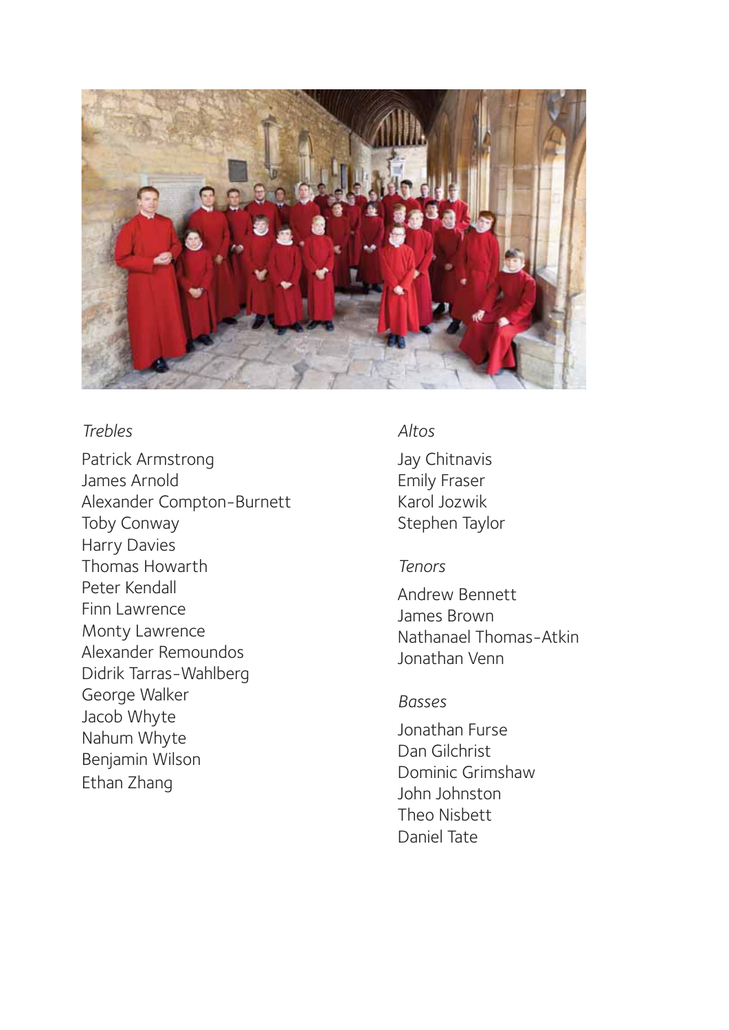*Trebles*

Patrick Armstrong
James Arnold
Alexander Compton-Burnett
Toby Conway
Harry Davies
Thomas Howarth
Peter Kendall
Finn Lawrence
Monty Lawrence
Alexander Remoundos
Didrik Tarras-Wahlberg
George Walker
Jacob Whyte
Nahum Whyte
Benjamin Wilson
Ethan Zhang

*Altos*

Jay Chitnavis
Emily Fraser
Karol Jozwik
Stephen Taylor

*Tenors*

Andrew Bennett
James Brown
Nathanael Thomas-Atkin
Jonathan Venn

*Basses*

Jonathan Furse
Dan Gilchrist
Dominic Grimshaw
John Johnston
Theo Nisbett
Daniel Tate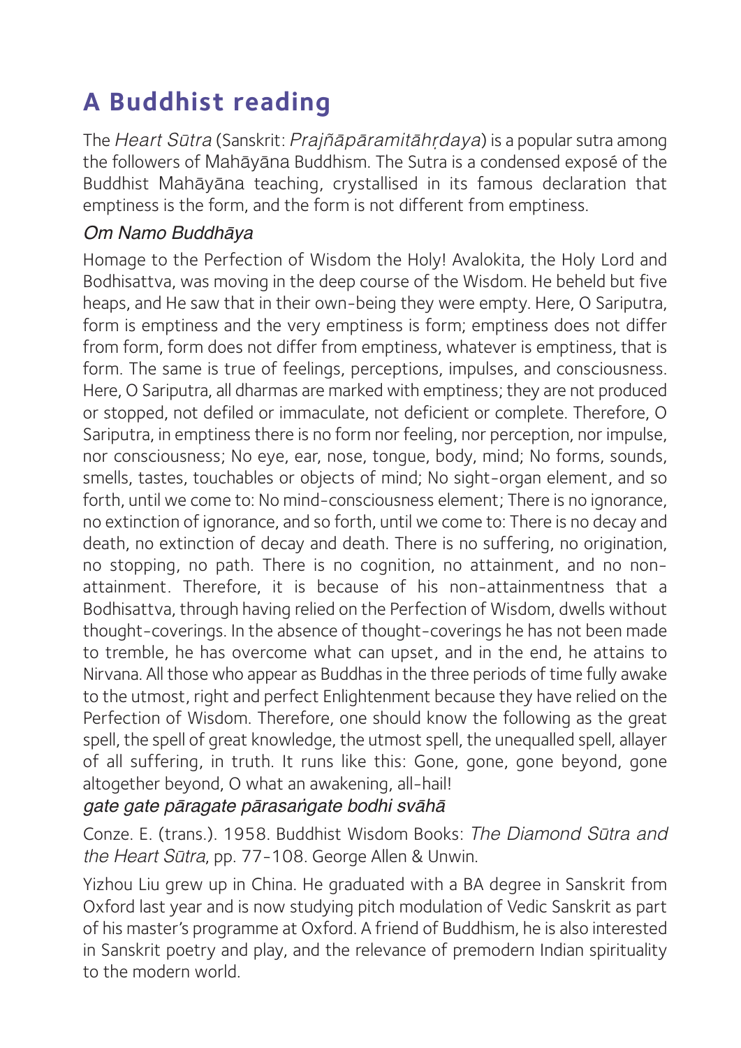# A Buddhist reading

The *Heart Sūtra* (Sanskrit: *Prajñāpāramitāhṛdaya*) is a popular sutra among the followers of Mahāyāna Buddhism. The Sutra is a condensed exposé of the Buddhist Mahāyāna teaching, crystallised in its famous declaration that emptiness is the form, and the form is not different from emptiness.

### *Om Namo Buddhāya*

Homage to the Perfection of Wisdom the Holy! Avalokita, the Holy Lord and Bodhisattva, was moving in the deep course of the Wisdom. He beheld but five heaps, and He saw that in their own-being they were empty. Here, O Sariputra, form is emptiness and the very emptiness is form; emptiness does not differ from form, form does not differ from emptiness, whatever is emptiness, that is form. The same is true of feelings, perceptions, impulses, and consciousness. Here, O Sariputra, all dharmas are marked with emptiness; they are not produced or stopped, not defiled or immaculate, not deficient or complete. Therefore, O Sariputra, in emptiness there is no form nor feeling, nor perception, nor impulse, nor consciousness; No eye, ear, nose, tongue, body, mind; No forms, sounds, smells, tastes, touchables or objects of mind; No sight-organ element, and so forth, until we come to: No mind-consciousness element; There is no ignorance, no extinction of ignorance, and so forth, until we come to: There is no decay and death, no extinction of decay and death. There is no suffering, no origination, no stopping, no path. There is no cognition, no attainment, and no non-attainment. Therefore, it is because of his non-attainmentness that a Bodhisattva, through having relied on the Perfection of Wisdom, dwells without thought-coverings. In the absence of thought-coverings he has not been made to tremble, he has overcome what can upset, and in the end, he attains to Nirvana. All those who appear as Buddhas in the three periods of time fully awake to the utmost, right and perfect Enlightenment because they have relied on the Perfection of Wisdom. Therefore, one should know the following as the great spell, the spell of great knowledge, the utmost spell, the unequalled spell, allayer of all suffering, in truth. It runs like this: Gone, gone, gone beyond, gone altogether beyond, O what an awakening, all-hail!

*gate gate pāragate pārasaṅgate bodhi svāhā*

Conze. E. (trans.). 1958. Buddhist Wisdom Books: *The Diamond Sūtra and the Heart Sūtra*, pp. 77-108. George Allen & Unwin.

Yizhou Liu grew up in China. He graduated with a BA degree in Sanskrit from Oxford last year and is now studying pitch modulation of Vedic Sanskrit as part of his master's programme at Oxford. A friend of Buddhism, he is also interested in Sanskrit poetry and play, and the relevance of premodern Indian spirituality to the modern world.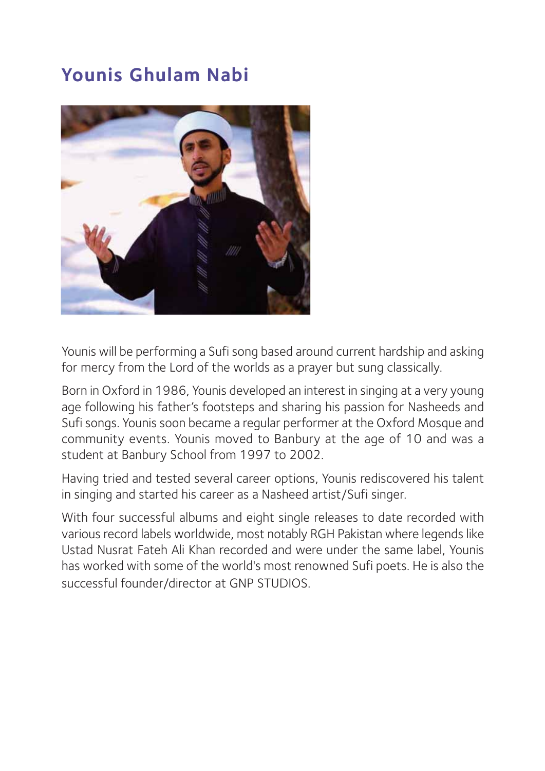## Younis Ghulam Nabi

Younis will be performing a Sufi song based around current hardship and asking for mercy from the Lord of the worlds as a prayer but sung classically.

Born in Oxford in 1986, Younis developed an interest in singing at a very young age following his father's footsteps and sharing his passion for Nasheeds and Sufi songs. Younis soon became a regular performer at the Oxford Mosque and community events. Younis moved to Banbury at the age of 10 and was a student at Banbury School from 1997 to 2002.

Having tried and tested several career options, Younis rediscovered his talent in singing and started his career as a Nasheed artist/Sufi singer.

With four successful albums and eight single releases to date recorded with various record labels worldwide, most notably RGH Pakistan where legends like Ustad Nusrat Fateh Ali Khan recorded and were under the same label, Younis has worked with some of the world's most renowned Sufi poets. He is also the successful founder/director at GNP STUDIOS.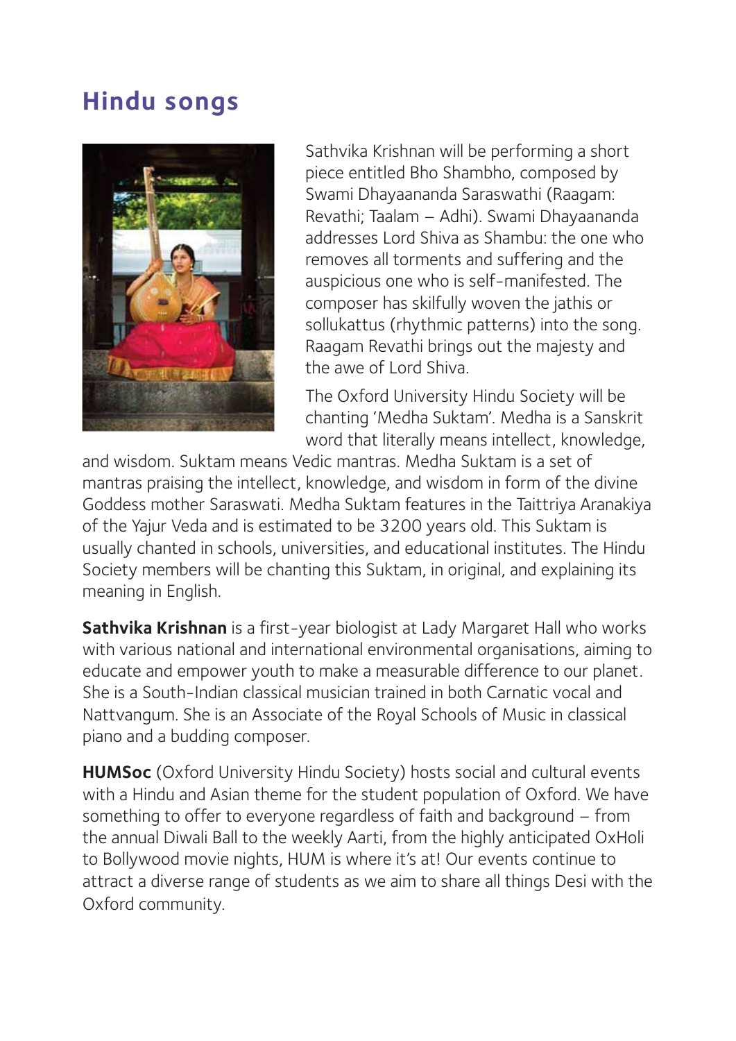## Hindu songs

Sathvika Krishnan will be performing a short piece entitled Bho Shambho, composed by Swami Dhayaananda Saraswathi (Raagam: Revathi; Taalam – Adhi). Swami Dhayaananda addresses Lord Shiva as Shambu: the one who removes all torments and suffering and the auspicious one who is self-manifested. The composer has skilfully woven the jathis or sollukattus (rhythmic patterns) into the song. Raagam Revathi brings out the majesty and the awe of Lord Shiva.

The Oxford University Hindu Society will be chanting 'Medha Suktam'. Medha is a Sanskrit word that literally means intellect, knowledge, and wisdom. Suktam means Vedic mantras. Medha Suktam is a set of mantras praising the intellect, knowledge, and wisdom in form of the divine Goddess mother Saraswati. Medha Suktam features in the Taittriya Aranakiya of the Yajur Veda and is estimated to be 3200 years old. This Suktam is usually chanted in schools, universities, and educational institutes. The Hindu Society members will be chanting this Suktam, in original, and explaining its meaning in English.

**Sathvika Krishnan** is a first-year biologist at Lady Margaret Hall who works with various national and international environmental organisations, aiming to educate and empower youth to make a measurable difference to our planet. She is a South-Indian classical musician trained in both Carnatic vocal and Nattvangum. She is an Associate of the Royal Schools of Music in classical piano and a budding composer.

**HUMSoc** (Oxford University Hindu Society) hosts social and cultural events with a Hindu and Asian theme for the student population of Oxford. We have something to offer to everyone regardless of faith and background – from the annual Diwali Ball to the weekly Aarti, from the highly anticipated OxHoli to Bollywood movie nights, HUM is where it's at! Our events continue to attract a diverse range of students as we aim to share all things Desi with the Oxford community.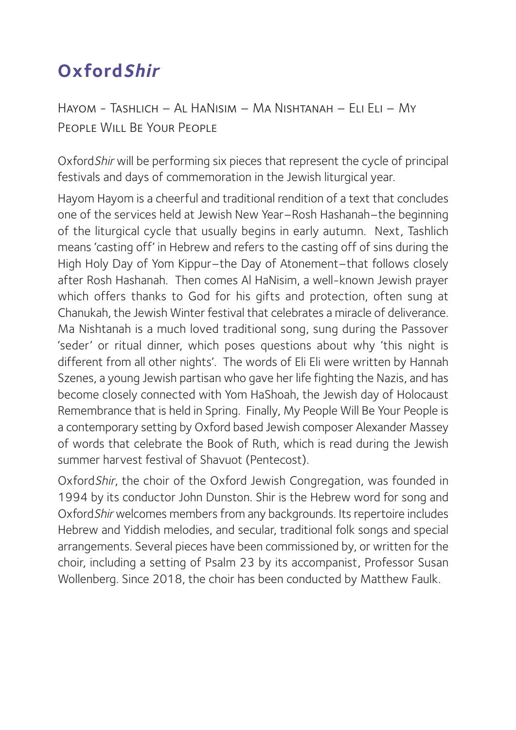## Oxford*Shir*

Hayom - Tashlich – Al HaNisim – Ma Nishtanah – Eli Eli – My People Will Be Your People

Oxford*Shir* will be performing six pieces that represent the cycle of principal festivals and days of commemoration in the Jewish liturgical year.

Hayom Hayom is a cheerful and traditional rendition of a text that concludes one of the services held at Jewish New Year–Rosh Hashanah–the beginning of the liturgical cycle that usually begins in early autumn. Next, Tashlich means 'casting off' in Hebrew and refers to the casting off of sins during the High Holy Day of Yom Kippur–the Day of Atonement–that follows closely after Rosh Hashanah. Then comes Al HaNisim, a well-known Jewish prayer which offers thanks to God for his gifts and protection, often sung at Chanukah, the Jewish Winter festival that celebrates a miracle of deliverance. Ma Nishtanah is a much loved traditional song, sung during the Passover 'seder' or ritual dinner, which poses questions about why 'this night is different from all other nights'. The words of Eli Eli were written by Hannah Szenes, a young Jewish partisan who gave her life fighting the Nazis, and has become closely connected with Yom HaShoah, the Jewish day of Holocaust Remembrance that is held in Spring. Finally, My People Will Be Your People is a contemporary setting by Oxford based Jewish composer Alexander Massey of words that celebrate the Book of Ruth, which is read during the Jewish summer harvest festival of Shavuot (Pentecost).

Oxford*Shir*, the choir of the Oxford Jewish Congregation, was founded in 1994 by its conductor John Dunston. Shir is the Hebrew word for song and Oxford*Shir* welcomes members from any backgrounds. Its repertoire includes Hebrew and Yiddish melodies, and secular, traditional folk songs and special arrangements. Several pieces have been commissioned by, or written for the choir, including a setting of Psalm 23 by its accompanist, Professor Susan Wollenberg. Since 2018, the choir has been conducted by Matthew Faulk.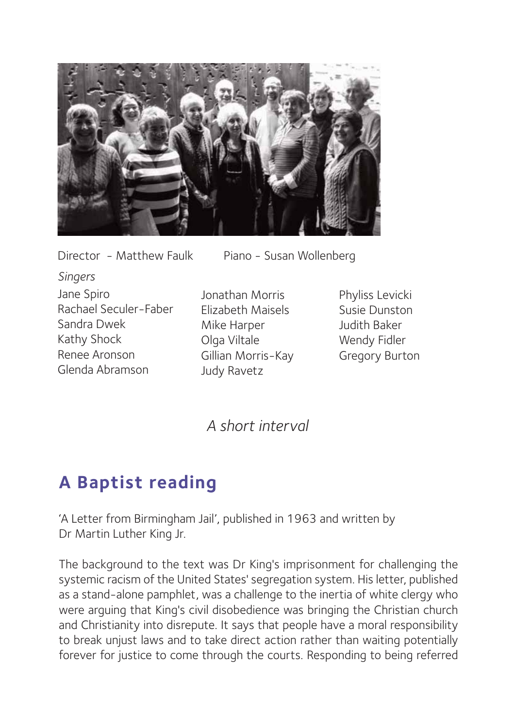Director - Matthew Faulk

Piano - Susan Wollenberg

*Singers*

Jane Spiro
Rachael Seculer-Faber
Sandra Dwek
Kathy Shock
Renee Aronson
Glenda Abramson
Jonathan Morris
Elizabeth Maisels
Mike Harper
Olga Viltale
Gillian Morris-Kay
Judy Ravetz
Phyliss Levicki
Susie Dunston
Judith Baker
Wendy Fidler
Gregory Burton

*A short interval*

## A Baptist reading

'A Letter from Birmingham Jail', published in 1963 and written by Dr Martin Luther King Jr.

The background to the text was Dr King's imprisonment for challenging the systemic racism of the United States' segregation system. His letter, published as a stand-alone pamphlet, was a challenge to the inertia of white clergy who were arguing that King's civil disobedience was bringing the Christian church and Christianity into disrepute. It says that people have a moral responsibility to break unjust laws and to take direct action rather than waiting potentially forever for justice to come through the courts. Responding to being referred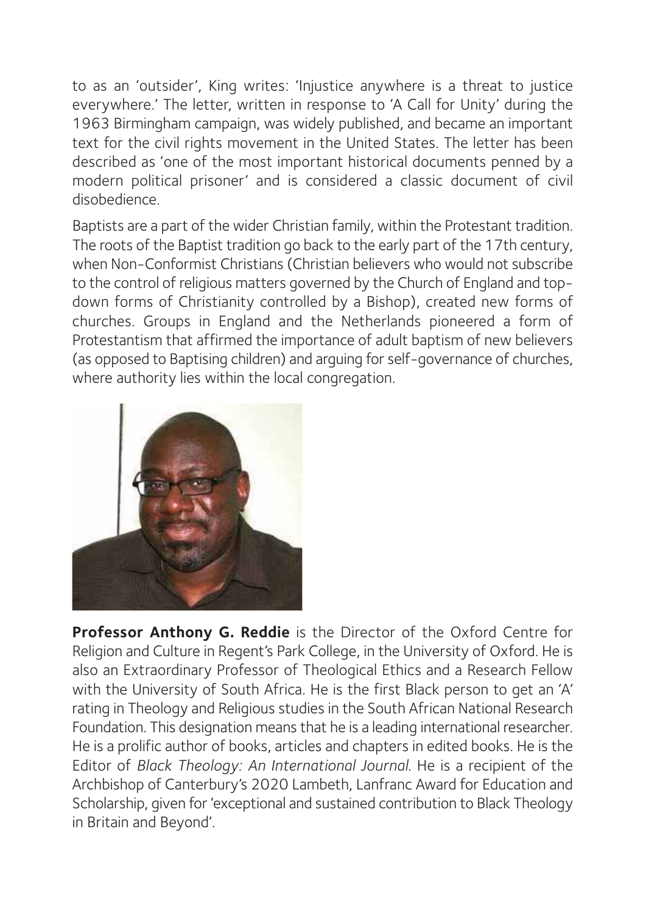to as an 'outsider', King writes: 'Injustice anywhere is a threat to justice everywhere.' The letter, written in response to 'A Call for Unity' during the 1963 Birmingham campaign, was widely published, and became an important text for the civil rights movement in the United States. The letter has been described as 'one of the most important historical documents penned by a modern political prisoner' and is considered a classic document of civil disobedience.

Baptists are a part of the wider Christian family, within the Protestant tradition. The roots of the Baptist tradition go back to the early part of the 17th century, when Non-Conformist Christians (Christian believers who would not subscribe to the control of religious matters governed by the Church of England and top-down forms of Christianity controlled by a Bishop), created new forms of churches. Groups in England and the Netherlands pioneered a form of Protestantism that affirmed the importance of adult baptism of new believers (as opposed to Baptising children) and arguing for self-governance of churches, where authority lies within the local congregation.

**Professor Anthony G. Reddie** is the Director of the Oxford Centre for Religion and Culture in Regent's Park College, in the University of Oxford. He is also an Extraordinary Professor of Theological Ethics and a Research Fellow with the University of South Africa. He is the first Black person to get an 'A' rating in Theology and Religious studies in the South African National Research Foundation. This designation means that he is a leading international researcher. He is a prolific author of books, articles and chapters in edited books. He is the Editor of *Black Theology: An International Journal*. He is a recipient of the Archbishop of Canterbury's 2020 Lambeth, Lanfranc Award for Education and Scholarship, given for 'exceptional and sustained contribution to Black Theology in Britain and Beyond'.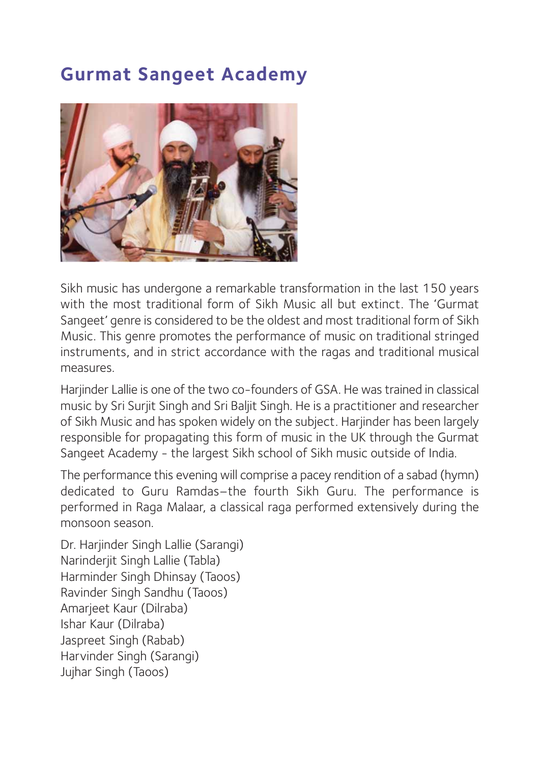# Gurmat Sangeet Academy

Sikh music has undergone a remarkable transformation in the last 150 years with the most traditional form of Sikh Music all but extinct. The 'Gurmat Sangeet' genre is considered to be the oldest and most traditional form of Sikh Music. This genre promotes the performance of music on traditional stringed instruments, and in strict accordance with the ragas and traditional musical measures.

Harjinder Lallie is one of the two co-founders of GSA. He was trained in classical music by Sri Surjit Singh and Sri Baljit Singh. He is a practitioner and researcher of Sikh Music and has spoken widely on the subject. Harjinder has been largely responsible for propagating this form of music in the UK through the Gurmat Sangeet Academy - the largest Sikh school of Sikh music outside of India.

The performance this evening will comprise a pacey rendition of a sabad (hymn) dedicated to Guru Ramdas–the fourth Sikh Guru. The performance is performed in Raga Malaar, a classical raga performed extensively during the monsoon season.

Dr. Harjinder Singh Lallie (Sarangi)
Narinderjit Singh Lallie (Tabla)
Harminder Singh Dhinsay (Taoos)
Ravinder Singh Sandhu (Taoos)
Amarjeet Kaur (Dilraba)
Ishar Kaur (Dilraba)
Jaspreet Singh (Rabab)
Harvinder Singh (Sarangi)
Jujhar Singh (Taoos)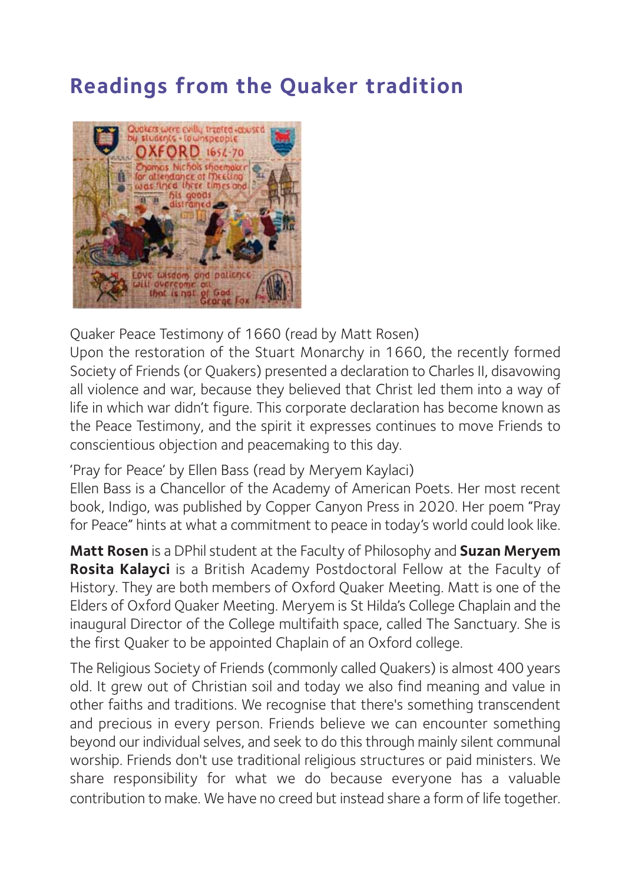## Readings from the Quaker tradition

Quaker Peace Testimony of 1660 (read by Matt Rosen)
Upon the restoration of the Stuart Monarchy in 1660, the recently formed Society of Friends (or Quakers) presented a declaration to Charles II, disavowing all violence and war, because they believed that Christ led them into a way of life in which war didn't figure. This corporate declaration has become known as the Peace Testimony, and the spirit it expresses continues to move Friends to conscientious objection and peacemaking to this day.

'Pray for Peace' by Ellen Bass (read by Meryem Kaylaci)
Ellen Bass is a Chancellor of the Academy of American Poets. Her most recent book, Indigo, was published by Copper Canyon Press in 2020. Her poem "Pray for Peace" hints at what a commitment to peace in today's world could look like.

**Matt Rosen** is a DPhil student at the Faculty of Philosophy and **Suzan Meryem Rosita Kalayci** is a British Academy Postdoctoral Fellow at the Faculty of History. They are both members of Oxford Quaker Meeting. Matt is one of the Elders of Oxford Quaker Meeting. Meryem is St Hilda's College Chaplain and the inaugural Director of the College multifaith space, called The Sanctuary. She is the first Quaker to be appointed Chaplain of an Oxford college.

The Religious Society of Friends (commonly called Quakers) is almost 400 years old. It grew out of Christian soil and today we also find meaning and value in other faiths and traditions. We recognise that there's something transcendent and precious in every person. Friends believe we can encounter something beyond our individual selves, and seek to do this through mainly silent communal worship. Friends don't use traditional religious structures or paid ministers. We share responsibility for what we do because everyone has a valuable contribution to make. We have no creed but instead share a form of life together.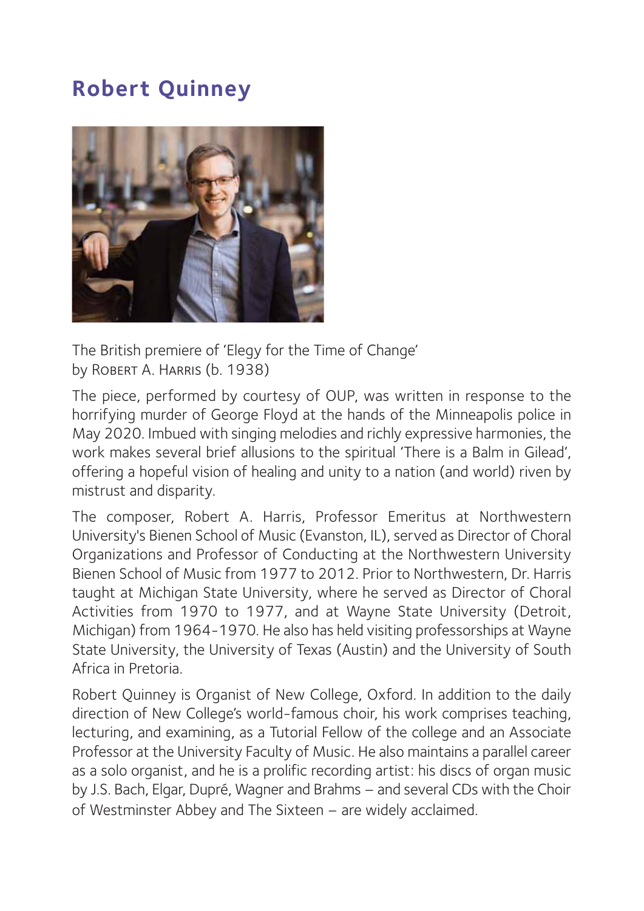## Robert Quinney

The British premiere of 'Elegy for the Time of Change'
by Robert A. Harris (b. 1938)

The piece, performed by courtesy of OUP, was written in response to the horrifying murder of George Floyd at the hands of the Minneapolis police in May 2020. Imbued with singing melodies and richly expressive harmonies, the work makes several brief allusions to the spiritual 'There is a Balm in Gilead', offering a hopeful vision of healing and unity to a nation (and world) riven by mistrust and disparity.

The composer, Robert A. Harris, Professor Emeritus at Northwestern University's Bienen School of Music (Evanston, IL), served as Director of Choral Organizations and Professor of Conducting at the Northwestern University Bienen School of Music from 1977 to 2012. Prior to Northwestern, Dr. Harris taught at Michigan State University, where he served as Director of Choral Activities from 1970 to 1977, and at Wayne State University (Detroit, Michigan) from 1964-1970. He also has held visiting professorships at Wayne State University, the University of Texas (Austin) and the University of South Africa in Pretoria.

Robert Quinney is Organist of New College, Oxford. In addition to the daily direction of New College's world-famous choir, his work comprises teaching, lecturing, and examining, as a Tutorial Fellow of the college and an Associate Professor at the University Faculty of Music. He also maintains a parallel career as a solo organist, and he is a prolific recording artist: his discs of organ music by J.S. Bach, Elgar, Dupré, Wagner and Brahms – and several CDs with the Choir of Westminster Abbey and The Sixteen – are widely acclaimed.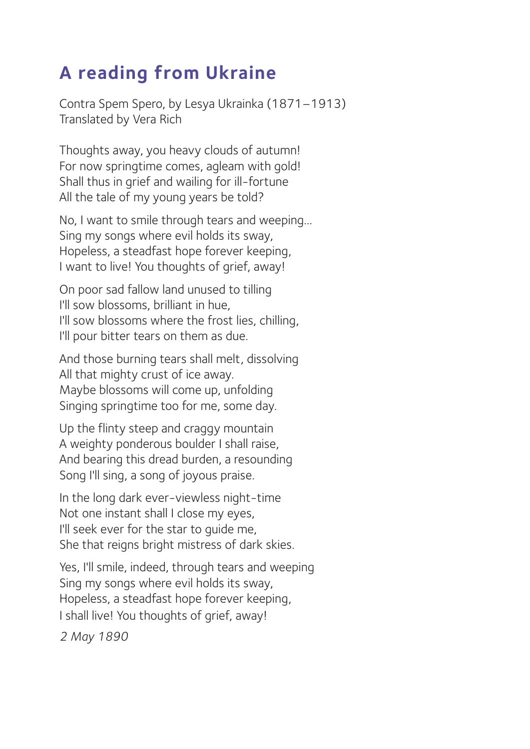## A reading from Ukraine

Contra Spem Spero, by Lesya Ukrainka (1871–1913)
Translated by Vera Rich

Thoughts away, you heavy clouds of autumn!
For now springtime comes, agleam with gold!
Shall thus in grief and wailing for ill-fortune
All the tale of my young years be told?

No, I want to smile through tears and weeping...
Sing my songs where evil holds its sway,
Hopeless, a steadfast hope forever keeping,
I want to live! You thoughts of grief, away!

On poor sad fallow land unused to tilling
I'll sow blossoms, brilliant in hue,
I'll sow blossoms where the frost lies, chilling,
I'll pour bitter tears on them as due.

And those burning tears shall melt, dissolving
All that mighty crust of ice away.
Maybe blossoms will come up, unfolding
Singing springtime too for me, some day.

Up the flinty steep and craggy mountain
A weighty ponderous boulder I shall raise,
And bearing this dread burden, a resounding
Song I'll sing, a song of joyous praise.

In the long dark ever-viewless night-time
Not one instant shall I close my eyes,
I'll seek ever for the star to guide me,
She that reigns bright mistress of dark skies.

Yes, I'll smile, indeed, through tears and weeping
Sing my songs where evil holds its sway,
Hopeless, a steadfast hope forever keeping,
I shall live! You thoughts of grief, away!

*2 May 1890*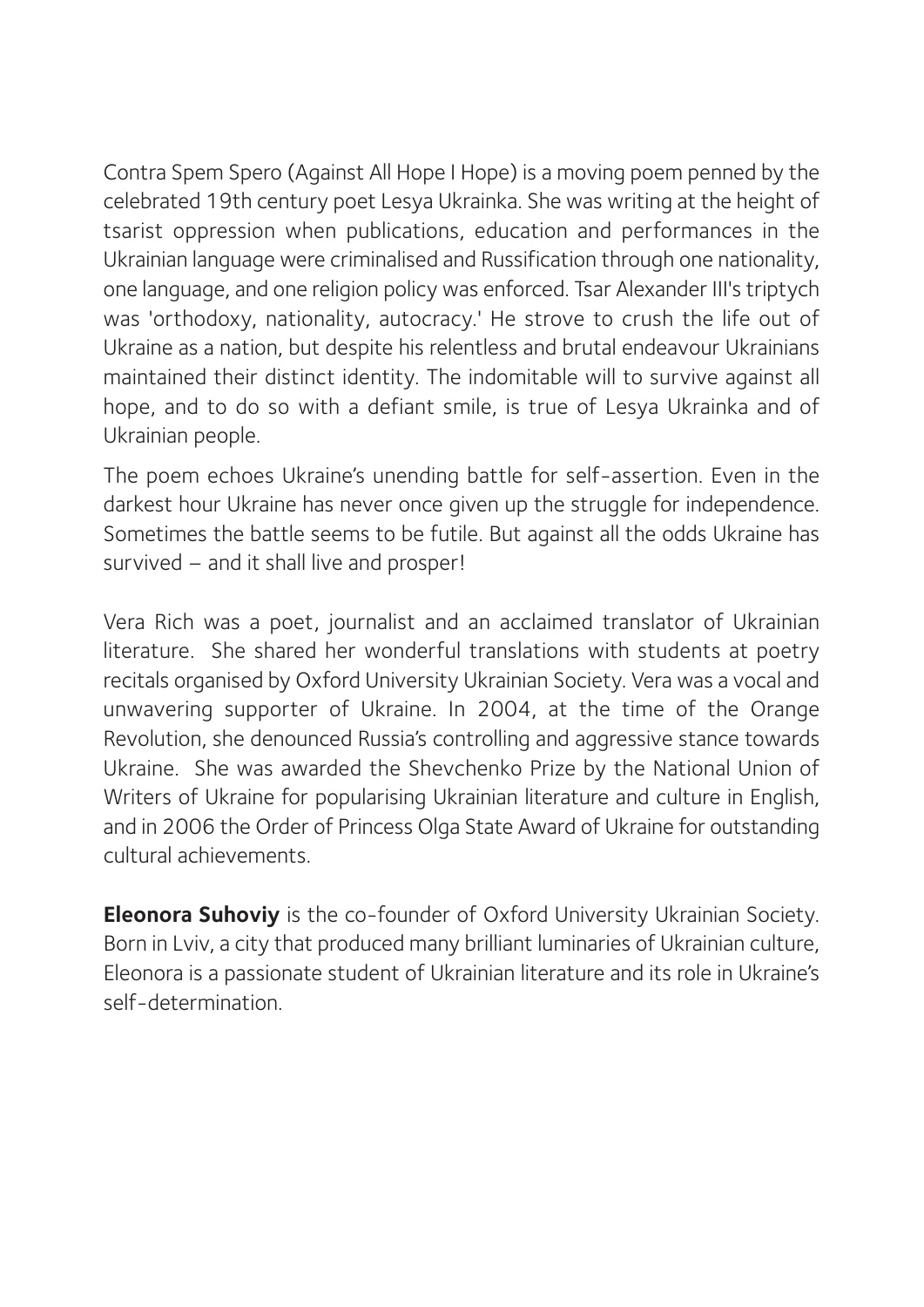Contra Spem Spero (Against All Hope I Hope) is a moving poem penned by the celebrated 19th century poet Lesya Ukrainka. She was writing at the height of tsarist oppression when publications, education and performances in the Ukrainian language were criminalised and Russification through one nationality, one language, and one religion policy was enforced. Tsar Alexander III's triptych was 'orthodoxy, nationality, autocracy.' He strove to crush the life out of Ukraine as a nation, but despite his relentless and brutal endeavour Ukrainians maintained their distinct identity. The indomitable will to survive against all hope, and to do so with a defiant smile, is true of Lesya Ukrainka and of Ukrainian people.

The poem echoes Ukraine's unending battle for self-assertion. Even in the darkest hour Ukraine has never once given up the struggle for independence. Sometimes the battle seems to be futile. But against all the odds Ukraine has survived – and it shall live and prosper!

Vera Rich was a poet, journalist and an acclaimed translator of Ukrainian literature. She shared her wonderful translations with students at poetry recitals organised by Oxford University Ukrainian Society. Vera was a vocal and unwavering supporter of Ukraine. In 2004, at the time of the Orange Revolution, she denounced Russia's controlling and aggressive stance towards Ukraine. She was awarded the Shevchenko Prize by the National Union of Writers of Ukraine for popularising Ukrainian literature and culture in English, and in 2006 the Order of Princess Olga State Award of Ukraine for outstanding cultural achievements.

**Eleonora Suhoviy** is the co-founder of Oxford University Ukrainian Society. Born in Lviv, a city that produced many brilliant luminaries of Ukrainian culture, Eleonora is a passionate student of Ukrainian literature and its role in Ukraine's self-determination.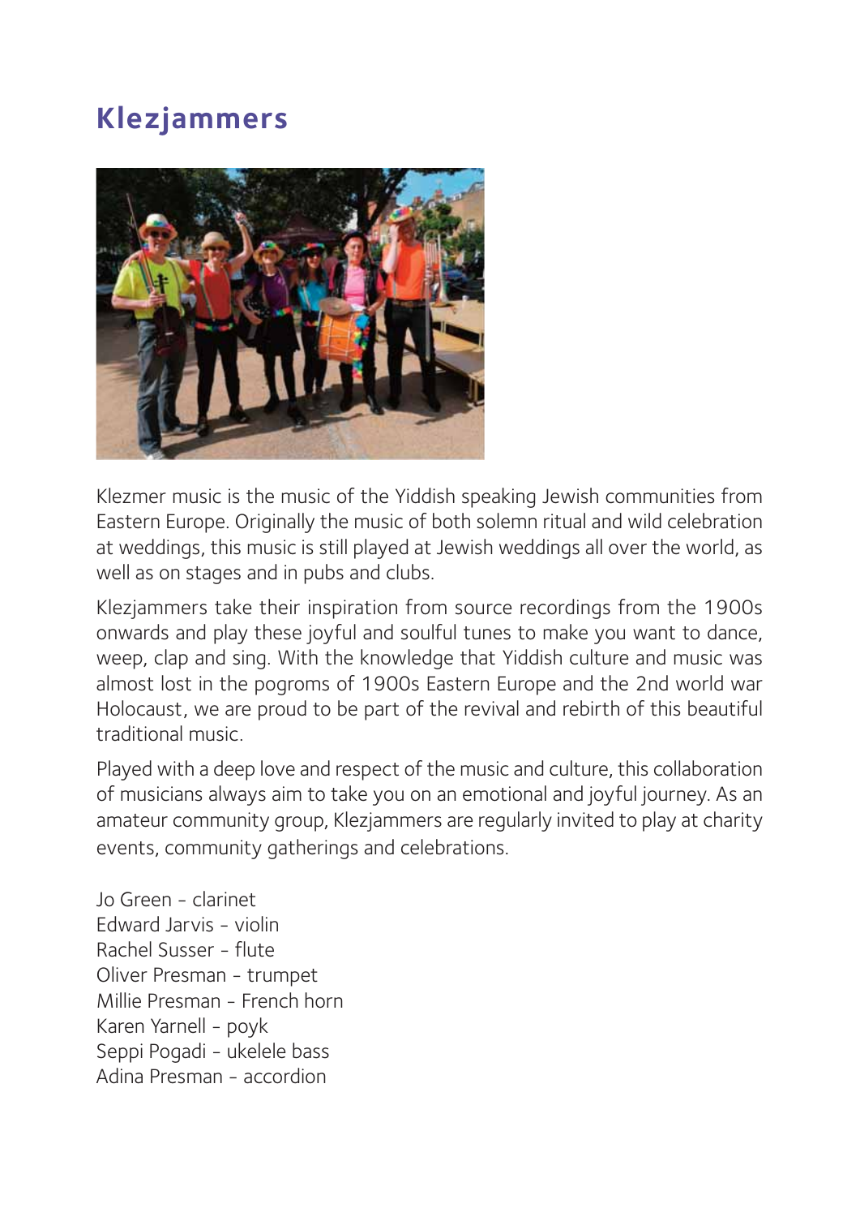# Klezjammers

Klezmer music is the music of the Yiddish speaking Jewish communities from Eastern Europe. Originally the music of both solemn ritual and wild celebration at weddings, this music is still played at Jewish weddings all over the world, as well as on stages and in pubs and clubs.

Klezjammers take their inspiration from source recordings from the 1900s onwards and play these joyful and soulful tunes to make you want to dance, weep, clap and sing. With the knowledge that Yiddish culture and music was almost lost in the pogroms of 1900s Eastern Europe and the 2nd world war Holocaust, we are proud to be part of the revival and rebirth of this beautiful traditional music.

Played with a deep love and respect of the music and culture, this collaboration of musicians always aim to take you on an emotional and joyful journey. As an amateur community group, Klezjammers are regularly invited to play at charity events, community gatherings and celebrations.

Jo Green - clarinet
Edward Jarvis - violin
Rachel Susser - flute
Oliver Presman - trumpet
Millie Presman - French horn
Karen Yarnell - poyk
Seppi Pogadi - ukelele bass
Adina Presman - accordion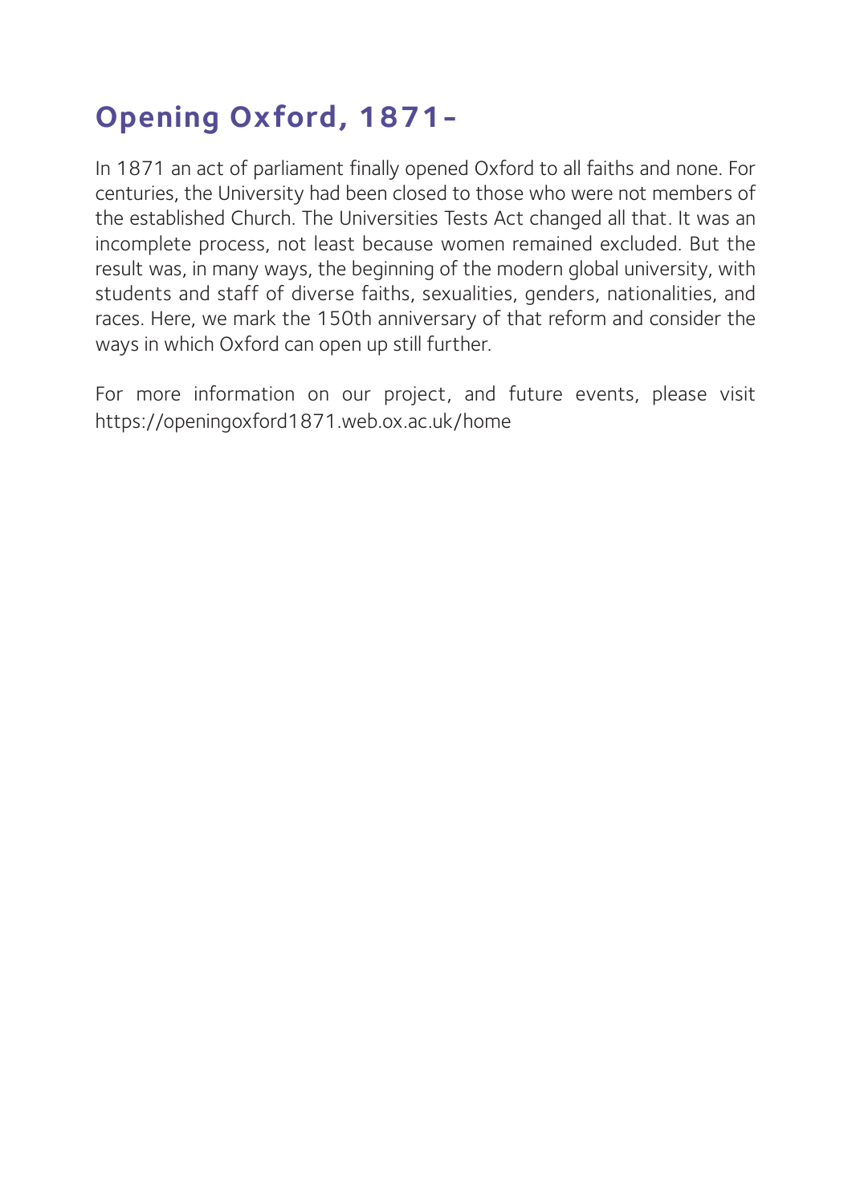## Opening Oxford, 1871-

In 1871 an act of parliament finally opened Oxford to all faiths and none. For centuries, the University had been closed to those who were not members of the established Church. The Universities Tests Act changed all that. It was an incomplete process, not least because women remained excluded. But the result was, in many ways, the beginning of the modern global university, with students and staff of diverse faiths, sexualities, genders, nationalities, and races. Here, we mark the 150th anniversary of that reform and consider the ways in which Oxford can open up still further.

For more information on our project, and future events, please visit https://openingoxford1871.web.ox.ac.uk/home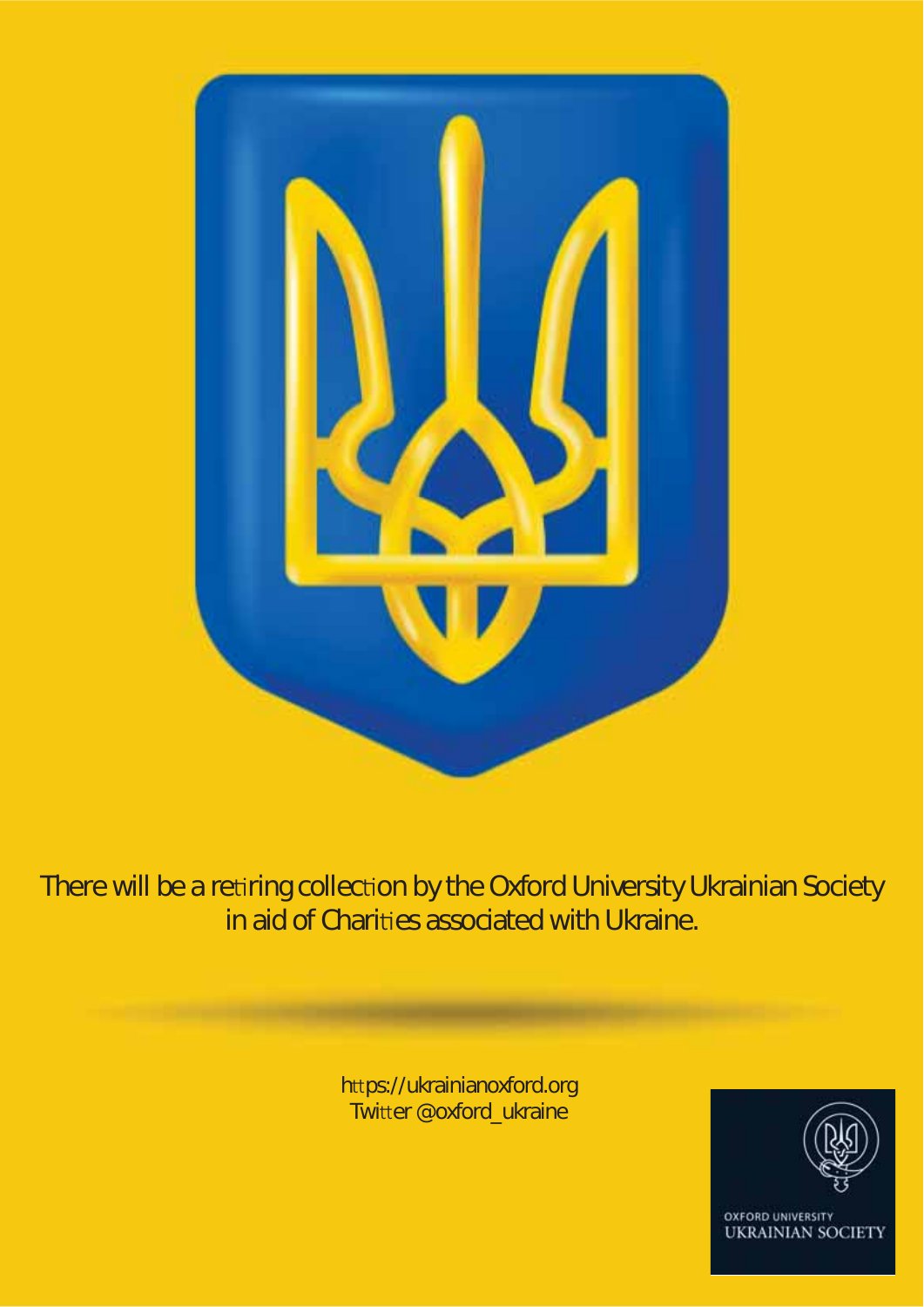There will be a retiring collection by the Oxford University Ukrainian Society in aid of Charities associated with Ukraine.

https://ukrainianoxford.org
Twitter @oxford_ukraine

OXFORD UNIVERSITY
UKRAINIAN SOCIETY